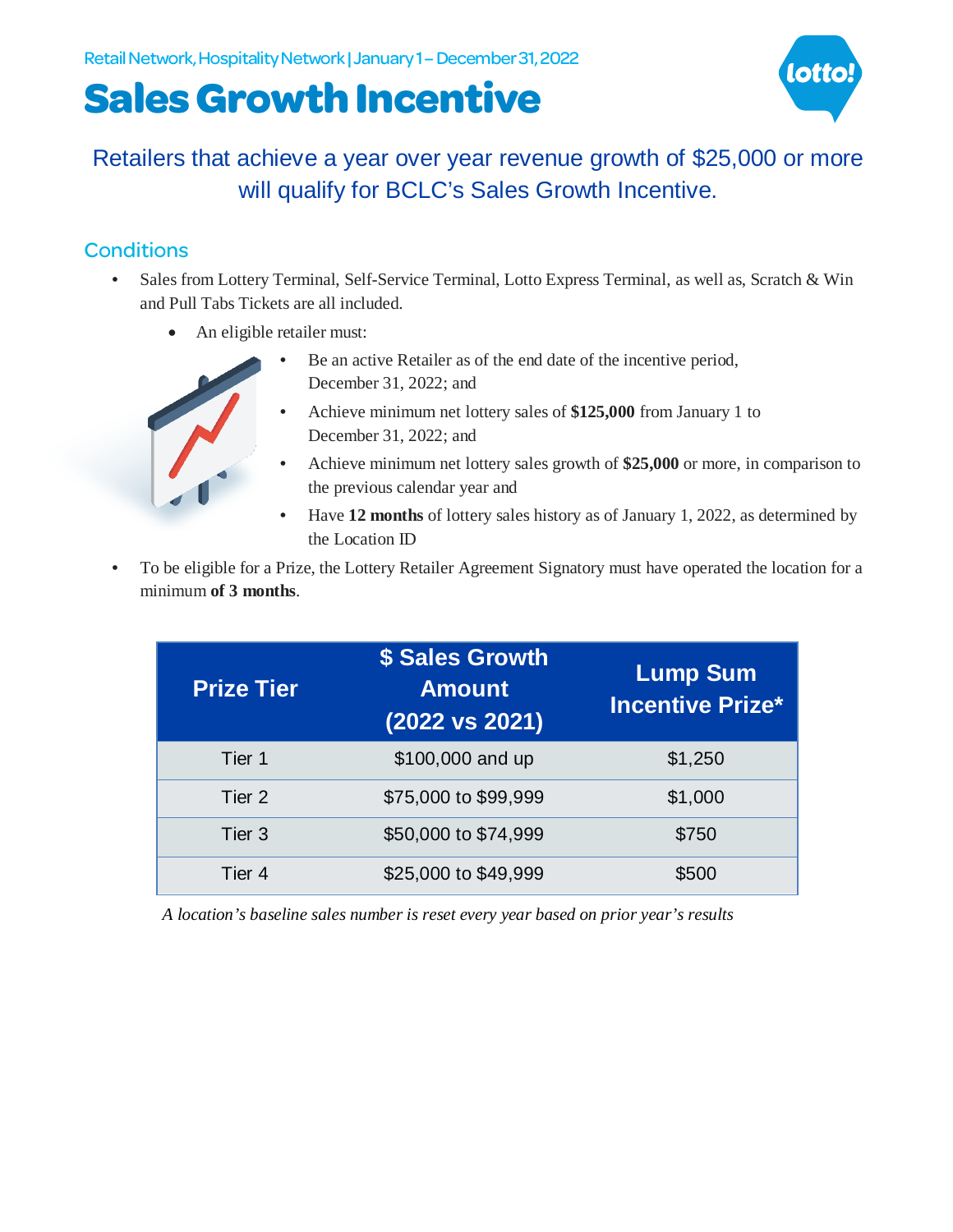Retail Network, Hospitality Network | January 1 – December 31, 2022

# Sales Growth Incentive

Retailers that achieve a year over year revenue growth of $25,000 or more will qualify for BCLC's Sales Growth Incentive.

## Conditions

- Sales from Lottery Terminal, Self-Service Terminal, Lotto Express Terminal, as well as, Scratch & Win and Pull Tabs Tickets are all included.
  - An eligible retailer must:
    - Be an active Retailer as of the end date of the incentive period, December 31, 2022; and
    - Achieve minimum net lottery sales of **$125,000** from January 1 to December 31, 2022; and
    - Achieve minimum net lottery sales growth of **$25,000** or more, in comparison to the previous calendar year and
    - Have **12 months** of lottery sales history as of January 1, 2022, as determined by the Location ID
- To be eligible for a Prize, the Lottery Retailer Agreement Signatory must have operated the location for a minimum **of 3 months**.

| Prize Tier | $ Sales Growth Amount (2022 vs 2021) | Lump Sum Incentive Prize* |
|---|---|---|
| Tier 1 | $100,000 and up | $1,250 |
| Tier 2 | $75,000 to $99,999 | $1,000 |
| Tier 3 | $50,000 to $74,999 | $750 |
| Tier 4 | $25,000 to $49,999 | $500 |

*A location's baseline sales number is reset every year based on prior year's results*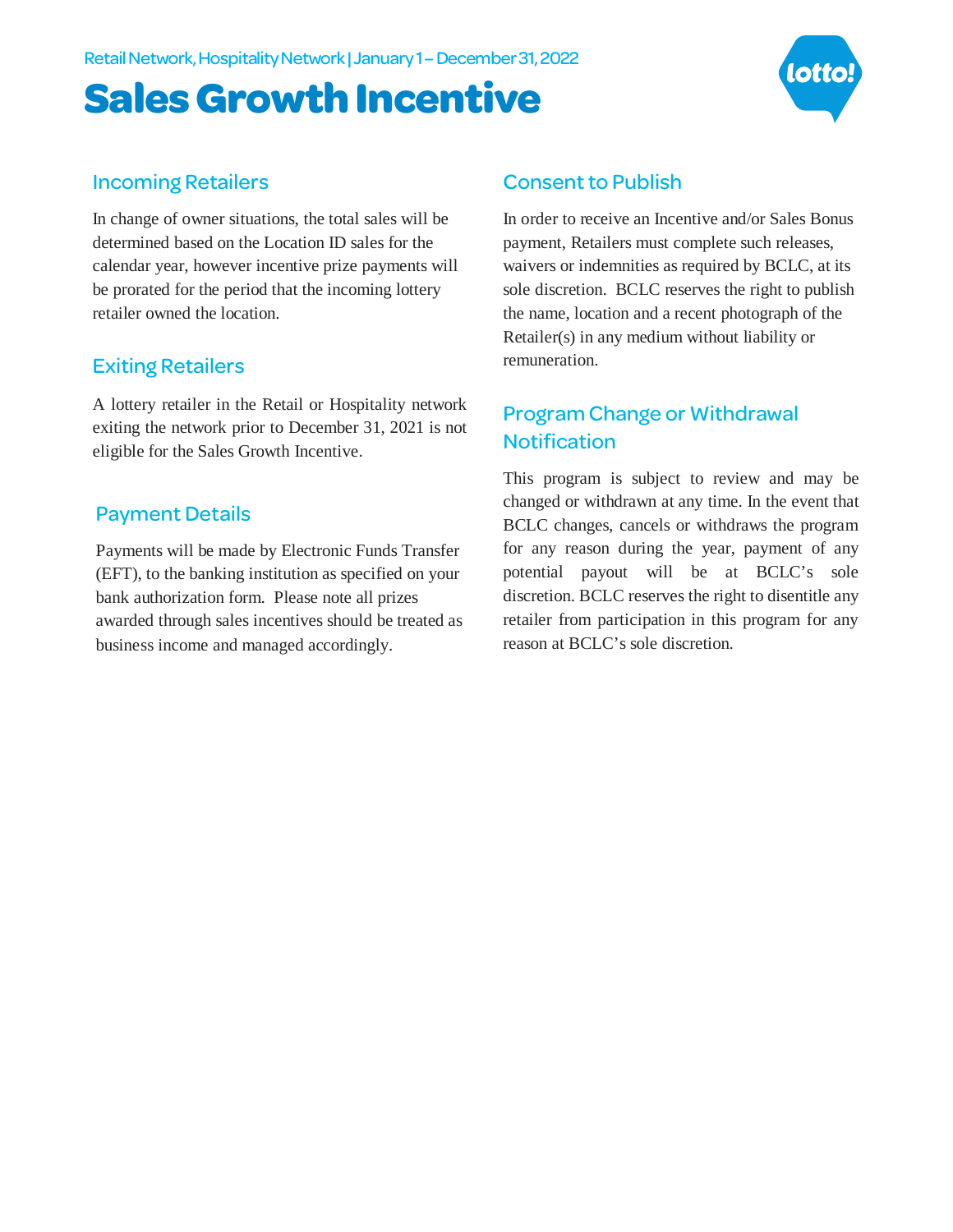Retail Network, Hospitality Network | January 1 – December 31, 2022

# Sales Growth Incentive

## Incoming Retailers

In change of owner situations, the total sales will be determined based on the Location ID sales for the calendar year, however incentive prize payments will be prorated for the period that the incoming lottery retailer owned the location.

## Exiting Retailers

A lottery retailer in the Retail or Hospitality network exiting the network prior to December 31, 2021 is not eligible for the Sales Growth Incentive.

## Payment Details

Payments will be made by Electronic Funds Transfer (EFT), to the banking institution as specified on your bank authorization form. Please note all prizes awarded through sales incentives should be treated as business income and managed accordingly.

## Consent to Publish

In order to receive an Incentive and/or Sales Bonus payment, Retailers must complete such releases, waivers or indemnities as required by BCLC, at its sole discretion. BCLC reserves the right to publish the name, location and a recent photograph of the Retailer(s) in any medium without liability or remuneration.

## Program Change or Withdrawal Notification

This program is subject to review and may be changed or withdrawn at any time. In the event that BCLC changes, cancels or withdraws the program for any reason during the year, payment of any potential payout will be at BCLC's sole discretion. BCLC reserves the right to disentitle any retailer from participation in this program for any reason at BCLC's sole discretion.